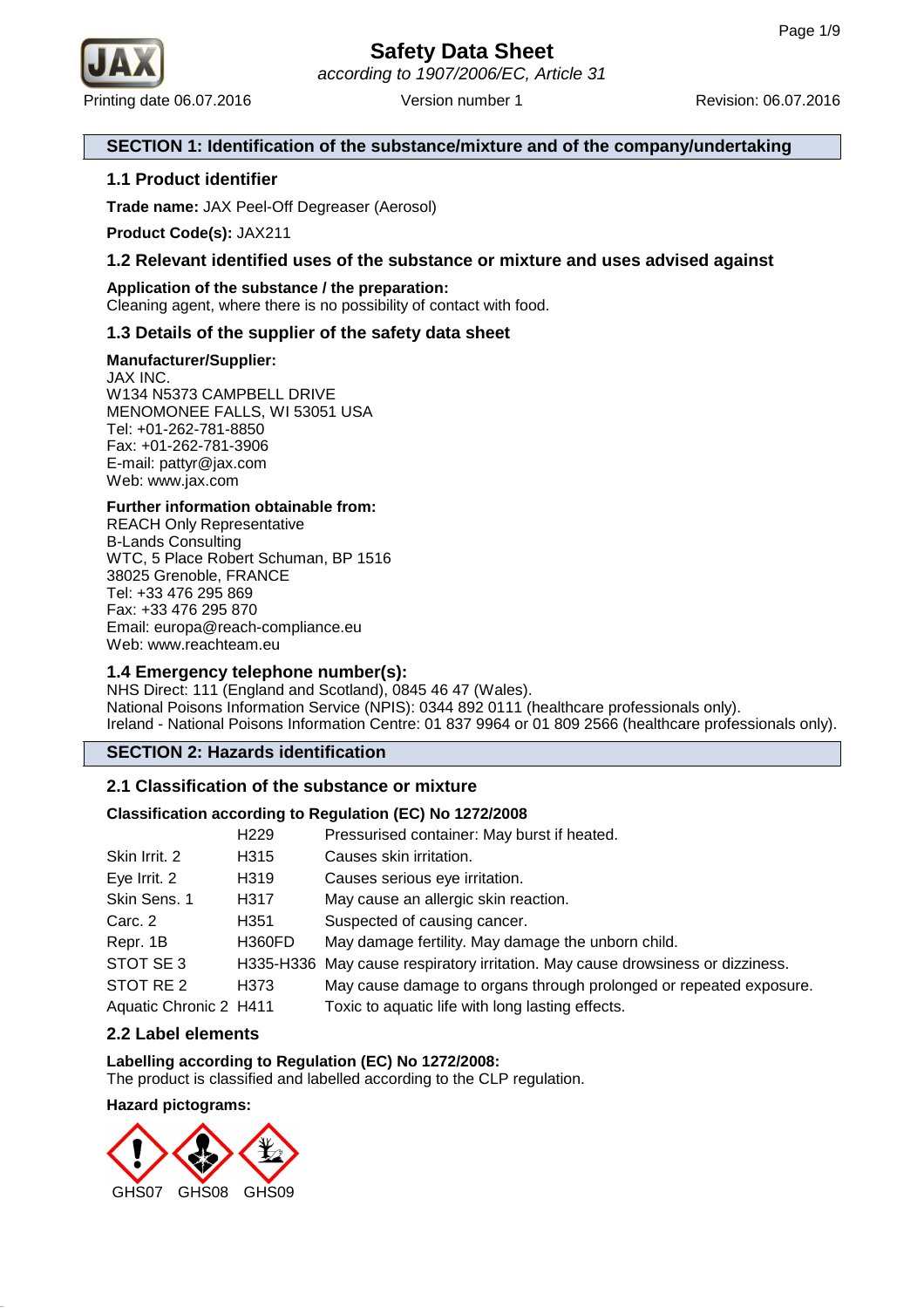# Safety Data Sheet

*according to 1907/2006/EC, Article 31*

Printing date 06.07.2016 Version number 1 Revision: 06.07.2016

## SECTION 1: Identification of the substance/mixture and of the company/undertaking

### 1.1 Product identifier

**Trade name:** JAX Peel-Off Degreaser (Aerosol)

**Product Code(s):** JAX211

### 1.2 Relevant identified uses of the substance or mixture and uses advised against

**Application of the substance / the preparation:**
Cleaning agent, where there is no possibility of contact with food.

### 1.3 Details of the supplier of the safety data sheet

**Manufacturer/Supplier:**
JAX INC.
W134 N5373 CAMPBELL DRIVE
MENOMONEE FALLS, WI 53051 USA
Tel: +01-262-781-8850
Fax: +01-262-781-3906
E-mail: pattyr@jax.com
Web: www.jax.com

**Further information obtainable from:**
REACH Only Representative
B-Lands Consulting
WTC, 5 Place Robert Schuman, BP 1516
38025 Grenoble, FRANCE
Tel: +33 476 295 869
Fax: +33 476 295 870
Email: europa@reach-compliance.eu
Web: www.reachteam.eu

### 1.4 Emergency telephone number(s):

NHS Direct: 111 (England and Scotland), 0845 46 47 (Wales).
National Poisons Information Service (NPIS): 0344 892 0111 (healthcare professionals only).
Ireland - National Poisons Information Centre: 01 837 9964 or 01 809 2566 (healthcare professionals only).

## SECTION 2: Hazards identification

### 2.1 Classification of the substance or mixture

**Classification according to Regulation (EC) No 1272/2008**

| | | |
|---|---|---|
| | H229 | Pressurised container: May burst if heated. |
| Skin Irrit. 2 | H315 | Causes skin irritation. |
| Eye Irrit. 2 | H319 | Causes serious eye irritation. |
| Skin Sens. 1 | H317 | May cause an allergic skin reaction. |
| Carc. 2 | H351 | Suspected of causing cancer. |
| Repr. 1B | H360FD | May damage fertility. May damage the unborn child. |
| STOT SE 3 | H335-H336 | May cause respiratory irritation. May cause drowsiness or dizziness. |
| STOT RE 2 | H373 | May cause damage to organs through prolonged or repeated exposure. |
| Aquatic Chronic 2 | H411 | Toxic to aquatic life with long lasting effects. |

### 2.2 Label elements

**Labelling according to Regulation (EC) No 1272/2008:**
The product is classified and labelled according to the CLP regulation.

**Hazard pictograms:**

GHS07 GHS08 GHS09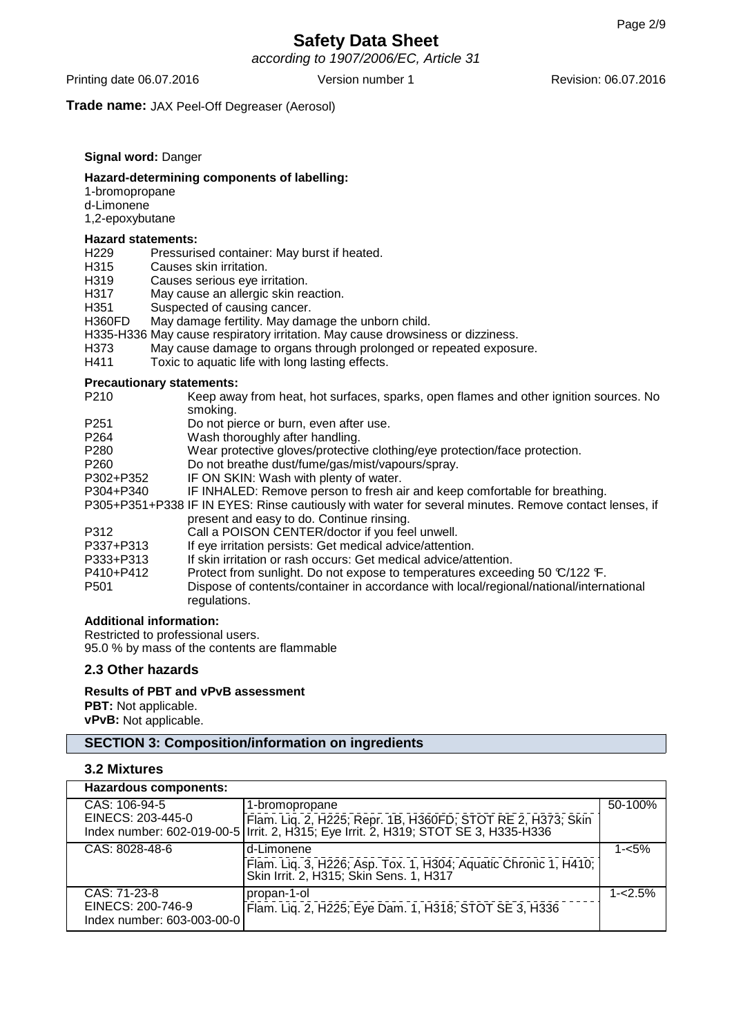**Trade name:** JAX Peel-Off Degreaser (Aerosol)

**Signal word:** Danger

**Hazard-determining components of labelling:**

1-bromopropane
d-Limonene
1,2-epoxybutane

**Hazard statements:**

H229 Pressurised container: May burst if heated.
H315 Causes skin irritation.
H319 Causes serious eye irritation.
H317 May cause an allergic skin reaction.
H351 Suspected of causing cancer.
H360FD May damage fertility. May damage the unborn child.
H335-H336 May cause respiratory irritation. May cause drowsiness or dizziness.
H373 May cause damage to organs through prolonged or repeated exposure.
H411 Toxic to aquatic life with long lasting effects.

**Precautionary statements:**

P210 Keep away from heat, hot surfaces, sparks, open flames and other ignition sources. No smoking.
P251 Do not pierce or burn, even after use.
P264 Wash thoroughly after handling.
P280 Wear protective gloves/protective clothing/eye protection/face protection.
P260 Do not breathe dust/fume/gas/mist/vapours/spray.
P302+P352 IF ON SKIN: Wash with plenty of water.
P304+P340 IF INHALED: Remove person to fresh air and keep comfortable for breathing.
P305+P351+P338 IF IN EYES: Rinse cautiously with water for several minutes. Remove contact lenses, if present and easy to do. Continue rinsing.
P312 Call a POISON CENTER/doctor if you feel unwell.
P337+P313 If eye irritation persists: Get medical advice/attention.
P333+P313 If skin irritation or rash occurs: Get medical advice/attention.
P410+P412 Protect from sunlight. Do not expose to temperatures exceeding 50 °C/122 °F.
P501 Dispose of contents/container in accordance with local/regional/national/international regulations.

**Additional information:**

Restricted to professional users.
95.0 % by mass of the contents are flammable

### 2.3 Other hazards

**Results of PBT and vPvB assessment**

**PBT:** Not applicable.
**vPvB:** Not applicable.

## SECTION 3: Composition/information on ingredients

### 3.2 Mixtures

| Hazardous components: | | |
|---|---|---|
| CAS: 106-94-5<br>EINECS: 203-445-0<br>Index number: 602-019-00-5 | 1-bromopropane<br>Flam. Liq. 2, H225; Repr. 1B, H360FD; STOT RE 2, H373; Skin Irrit. 2, H315; Eye Irrit. 2, H319; STOT SE 3, H335-H336 | 50-100% |
| CAS: 8028-48-6 | d-Limonene<br>Flam. Liq. 3, H226; Asp. Tox. 1, H304; Aquatic Chronic 1, H410; Skin Irrit. 2, H315; Skin Sens. 1, H317 | 1-<5% |
| CAS: 71-23-8<br>EINECS: 200-746-9<br>Index number: 603-003-00-0 | propan-1-ol<br>Flam. Liq. 2, H225; Eye Dam. 1, H318; STOT SE 3, H336 | 1-<2.5% |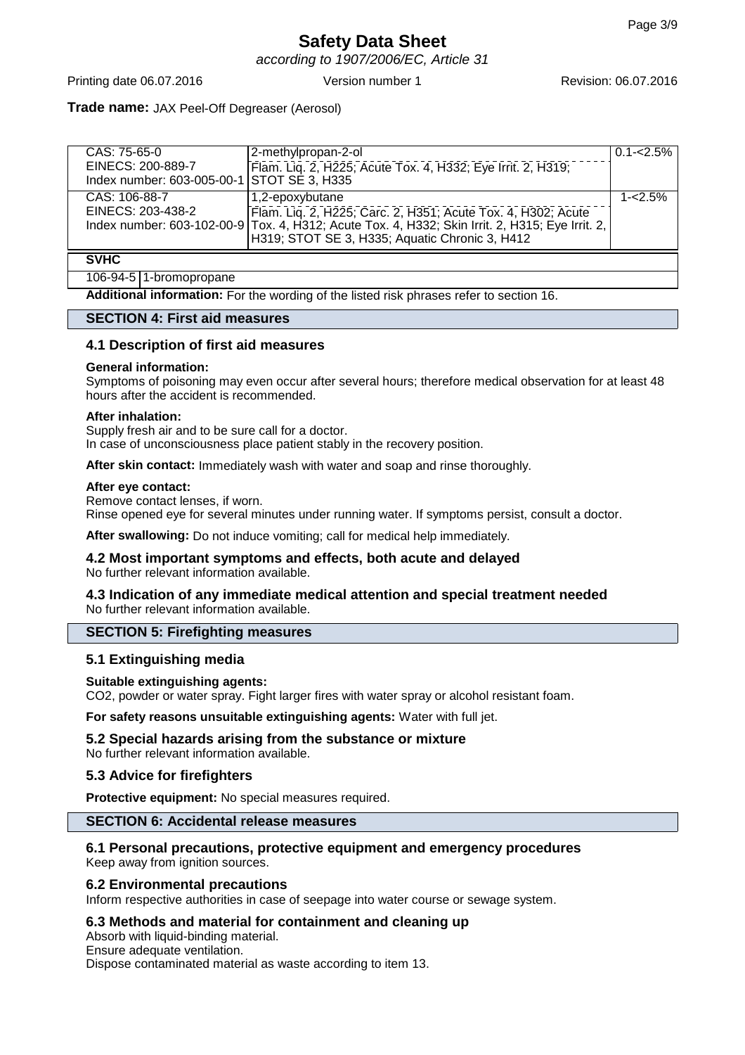| | | |
|---|---|---|
| CAS: 75-65-0<br>EINECS: 200-889-7<br>Index number: 603-005-00-1 | 2-methylpropan-2-ol<br>Flam. Liq. 2, H225; Acute Tox. 4, H332; Eye Irrit. 2, H319; STOT SE 3, H335 | 0.1-<2.5% |
| CAS: 106-88-7<br>EINECS: 203-438-2<br>Index number: 603-102-00-9 | 1,2-epoxybutane<br>Flam. Liq. 2, H225; Carc. 2, H351; Acute Tox. 4, H302; Acute Tox. 4, H312; Acute Tox. 4, H332; Skin Irrit. 2, H315; Eye Irrit. 2, H319; STOT SE 3, H335; Aquatic Chronic 3, H412 | 1-<2.5% |

| **SVHC** | |
|---|---|
| 106-94-5 | 1-bromopropane |

**Additional information:** For the wording of the listed risk phrases refer to section 16.

## SECTION 4: First aid measures

### 4.1 Description of first aid measures

**General information:**
Symptoms of poisoning may even occur after several hours; therefore medical observation for at least 48 hours after the accident is recommended.

**After inhalation:**
Supply fresh air and to be sure call for a doctor.
In case of unconsciousness place patient stably in the recovery position.

**After skin contact:** Immediately wash with water and soap and rinse thoroughly.

**After eye contact:**
Remove contact lenses, if worn.
Rinse opened eye for several minutes under running water. If symptoms persist, consult a doctor.

**After swallowing:** Do not induce vomiting; call for medical help immediately.

### 4.2 Most important symptoms and effects, both acute and delayed

No further relevant information available.

### 4.3 Indication of any immediate medical attention and special treatment needed

No further relevant information available.

## SECTION 5: Firefighting measures

### 5.1 Extinguishing media

**Suitable extinguishing agents:**
$CO_2$, powder or water spray. Fight larger fires with water spray or alcohol resistant foam.

**For safety reasons unsuitable extinguishing agents:** Water with full jet.

### 5.2 Special hazards arising from the substance or mixture

No further relevant information available.

### 5.3 Advice for firefighters

**Protective equipment:** No special measures required.

## SECTION 6: Accidental release measures

### 6.1 Personal precautions, protective equipment and emergency procedures

Keep away from ignition sources.

### 6.2 Environmental precautions

Inform respective authorities in case of seepage into water course or sewage system.

### 6.3 Methods and material for containment and cleaning up

Absorb with liquid-binding material.
Ensure adequate ventilation.
Dispose contaminated material as waste according to item 13.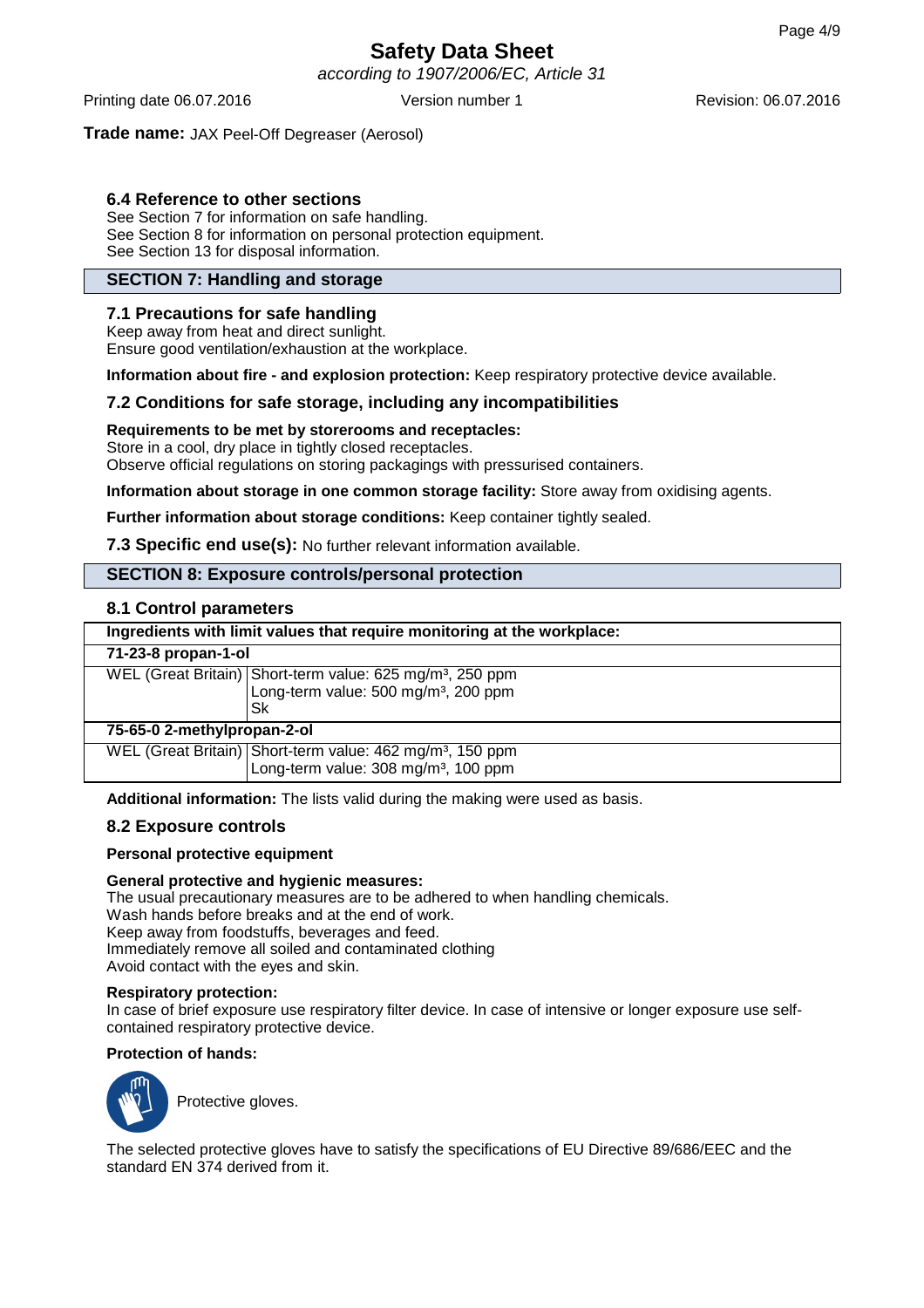**Trade name:** JAX Peel-Off Degreaser (Aerosol)

### 6.4 Reference to other sections

See Section 7 for information on safe handling.
See Section 8 for information on personal protection equipment.
See Section 13 for disposal information.

## SECTION 7: Handling and storage

### 7.1 Precautions for safe handling

Keep away from heat and direct sunlight.
Ensure good ventilation/exhaustion at the workplace.

**Information about fire - and explosion protection:** Keep respiratory protective device available.

### 7.2 Conditions for safe storage, including any incompatibilities

**Requirements to be met by storerooms and receptacles:**
Store in a cool, dry place in tightly closed receptacles.
Observe official regulations on storing packagings with pressurised containers.

**Information about storage in one common storage facility:** Store away from oxidising agents.

**Further information about storage conditions:** Keep container tightly sealed.

**7.3 Specific end use(s):** No further relevant information available.

## SECTION 8: Exposure controls/personal protection

### 8.1 Control parameters

| Ingredients with limit values that require monitoring at the workplace: | |
|---|---|
| **71-23-8 propan-1-ol** | |
| WEL (Great Britain) | Short-term value: 625 mg/m³, 250 ppm<br>Long-term value: 500 mg/m³, 200 ppm<br>Sk |
| **75-65-0 2-methylpropan-2-ol** | |
| WEL (Great Britain) | Short-term value: 462 mg/m³, 150 ppm<br>Long-term value: 308 mg/m³, 100 ppm |

**Additional information:** The lists valid during the making were used as basis.

### 8.2 Exposure controls

**Personal protective equipment**

**General protective and hygienic measures:**
The usual precautionary measures are to be adhered to when handling chemicals.
Wash hands before breaks and at the end of work.
Keep away from foodstuffs, beverages and feed.
Immediately remove all soiled and contaminated clothing
Avoid contact with the eyes and skin.

**Respiratory protection:**
In case of brief exposure use respiratory filter device. In case of intensive or longer exposure use self-contained respiratory protective device.

**Protection of hands:**

Protective gloves.

The selected protective gloves have to satisfy the specifications of EU Directive 89/686/EEC and the standard EN 374 derived from it.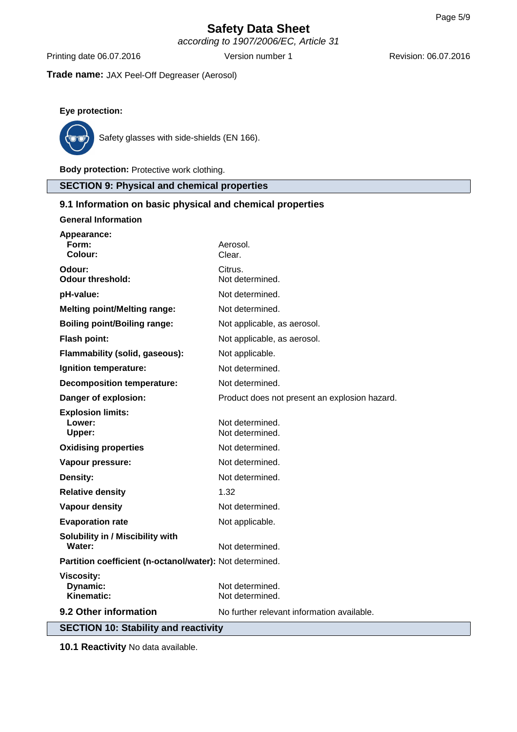**Eye protection:**

Safety glasses with side-shields (EN 166).

**Body protection:** Protective work clothing.

## SECTION 9: Physical and chemical properties

### 9.1 Information on basic physical and chemical properties

**General Information**

| | |
|---|---|
| **Appearance:** | |
| **Form:** | Aerosol. |
| **Colour:** | Clear. |
| **Odour:** | Citrus. |
| **Odour threshold:** | Not determined. |
| **pH-value:** | Not determined. |
| **Melting point/Melting range:** | Not determined. |
| **Boiling point/Boiling range:** | Not applicable, as aerosol. |
| **Flash point:** | Not applicable, as aerosol. |
| **Flammability (solid, gaseous):** | Not applicable. |
| **Ignition temperature:** | Not determined. |
| **Decomposition temperature:** | Not determined. |
| **Danger of explosion:** | Product does not present an explosion hazard. |
| **Explosion limits:** | |
| **Lower:** | Not determined. |
| **Upper:** | Not determined. |
| **Oxidising properties** | Not determined. |
| **Vapour pressure:** | Not determined. |
| **Density:** | Not determined. |
| **Relative density** | 1.32 |
| **Vapour density** | Not determined. |
| **Evaporation rate** | Not applicable. |
| **Solubility in / Miscibility with** | |
| **Water:** | Not determined. |
| **Partition coefficient (n-octanol/water):** | Not determined. |
| **Viscosity:** | |
| **Dynamic:** | Not determined. |
| **Kinematic:** | Not determined. |
| **9.2 Other information** | No further relevant information available. |

## SECTION 10: Stability and reactivity

**10.1 Reactivity** No data available.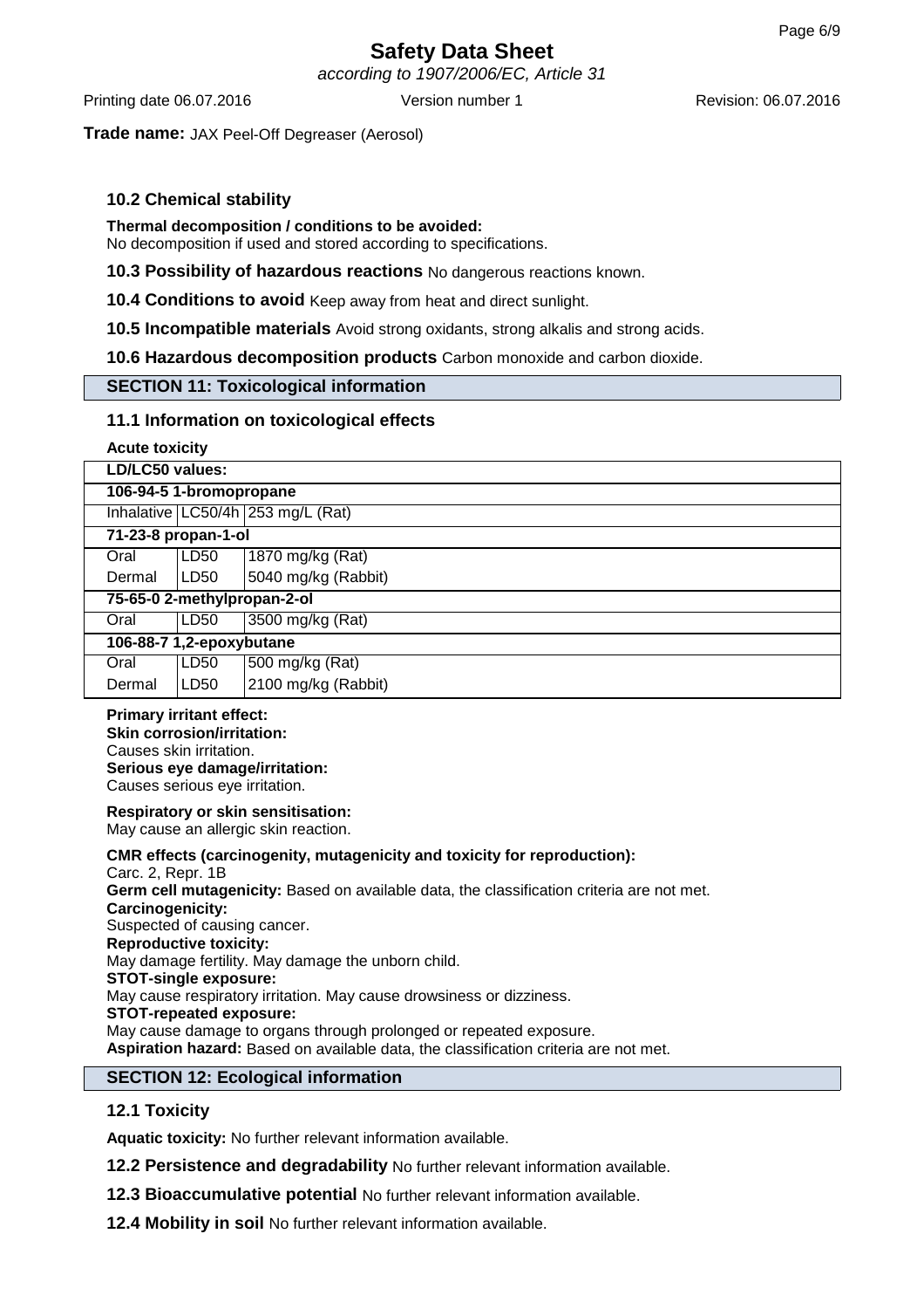### 10.2 Chemical stability

**Thermal decomposition / conditions to be avoided:**
No decomposition if used and stored according to specifications.

**10.3 Possibility of hazardous reactions** No dangerous reactions known.

**10.4 Conditions to avoid** Keep away from heat and direct sunlight.

**10.5 Incompatible materials** Avoid strong oxidants, strong alkalis and strong acids.

**10.6 Hazardous decomposition products** Carbon monoxide and carbon dioxide.

## SECTION 11: Toxicological information

### 11.1 Information on toxicological effects

**Acute toxicity**

| **LD/LC50 values:** | | |
|---|---|---|
| **106-94-5 1-bromopropane** | | |
| Inhalative | LC50/4h | 253 mg/L (Rat) |
| **71-23-8 propan-1-ol** | | |
| Oral | LD50 | 1870 mg/kg (Rat) |
| Dermal | LD50 | 5040 mg/kg (Rabbit) |
| **75-65-0 2-methylpropan-2-ol** | | |
| Oral | LD50 | 3500 mg/kg (Rat) |
| **106-88-7 1,2-epoxybutane** | | |
| Oral | LD50 | 500 mg/kg (Rat) |
| Dermal | LD50 | 2100 mg/kg (Rabbit) |

**Primary irritant effect:**
**Skin corrosion/irritation:**
Causes skin irritation.
**Serious eye damage/irritation:**
Causes serious eye irritation.

**Respiratory or skin sensitisation:**
May cause an allergic skin reaction.

**CMR effects (carcinogenity, mutagenicity and toxicity for reproduction):**
Carc. 2, Repr. 1B
**Germ cell mutagenicity:** Based on available data, the classification criteria are not met.
**Carcinogenicity:**
Suspected of causing cancer.
**Reproductive toxicity:**
May damage fertility. May damage the unborn child.
**STOT-single exposure:**
May cause respiratory irritation. May cause drowsiness or dizziness.
**STOT-repeated exposure:**
May cause damage to organs through prolonged or repeated exposure.
**Aspiration hazard:** Based on available data, the classification criteria are not met.

## SECTION 12: Ecological information

### 12.1 Toxicity

**Aquatic toxicity:** No further relevant information available.

**12.2 Persistence and degradability** No further relevant information available.

**12.3 Bioaccumulative potential** No further relevant information available.

**12.4 Mobility in soil** No further relevant information available.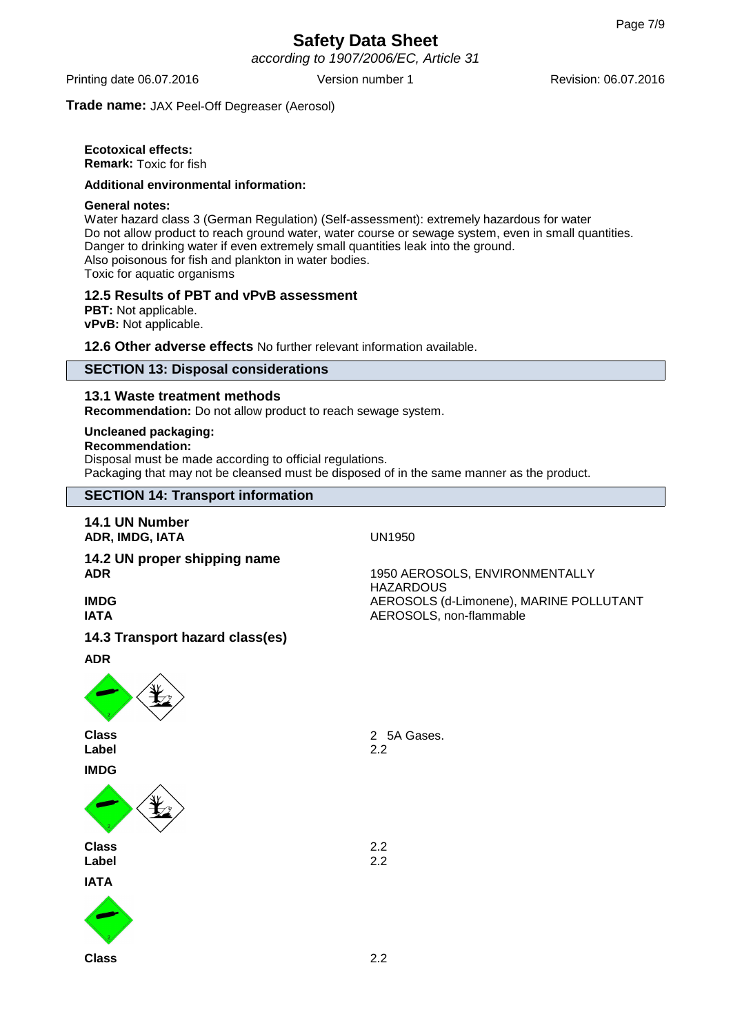**Ecotoxical effects:**
**Remark:** Toxic for fish

**Additional environmental information:**

**General notes:**
Water hazard class 3 (German Regulation) (Self-assessment): extremely hazardous for water
Do not allow product to reach ground water, water course or sewage system, even in small quantities.
Danger to drinking water if even extremely small quantities leak into the ground.
Also poisonous for fish and plankton in water bodies.
Toxic for aquatic organisms

### 12.5 Results of PBT and vPvB assessment

**PBT:** Not applicable.
**vPvB:** Not applicable.

**12.6 Other adverse effects** No further relevant information available.

## SECTION 13: Disposal considerations

### 13.1 Waste treatment methods

**Recommendation:** Do not allow product to reach sewage system.

**Uncleaned packaging:**
**Recommendation:**
Disposal must be made according to official regulations.
Packaging that may not be cleansed must be disposed of in the same manner as the product.

## SECTION 14: Transport information

### 14.1 UN Number

**ADR, IMDG, IATA** UN1950

### 14.2 UN proper shipping name

**ADR** 1950 AEROSOLS, ENVIRONMENTALLY HAZARDOUS
**IMDG** AEROSOLS (d-Limonene), MARINE POLLUTANT
**IATA** AEROSOLS, non-flammable

### 14.3 Transport hazard class(es)

**ADR**

**Class** 2 5A Gases.
**Label** 2.2

**IMDG**

**Class** 2.2
**Label** 2.2

**IATA**

**Class** 2.2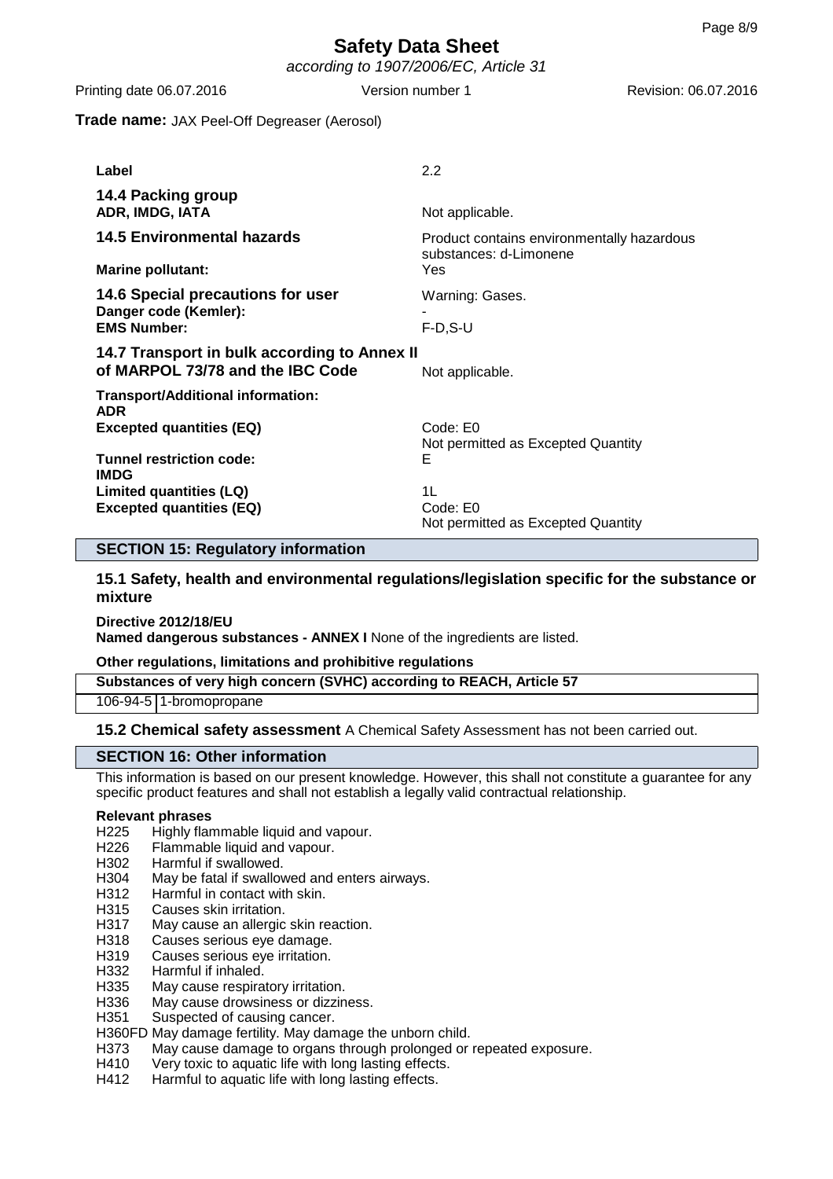| | |
|---|---|
| **Label** | 2.2 |
| **14.4 Packing group** | |
| **ADR, IMDG, IATA** | Not applicable. |
| **14.5 Environmental hazards** | Product contains environmentally hazardous substances: d-Limonene |
| **Marine pollutant:** | Yes |
| **14.6 Special precautions for user** | Warning: Gases. |
| **Danger code (Kemler):** | - |
| **EMS Number:** | F-D,S-U |
| **14.7 Transport in bulk according to Annex II of MARPOL 73/78 and the IBC Code** | Not applicable. |
| **Transport/Additional information:** | |
| **ADR** | |
| **Excepted quantities (EQ)** | Code: E0<br>Not permitted as Excepted Quantity |
| **Tunnel restriction code:** | E |
| **IMDG** | |
| **Limited quantities (LQ)** | 1L |
| **Excepted quantities (EQ)** | Code: E0<br>Not permitted as Excepted Quantity |

## SECTION 15: Regulatory information

### 15.1 Safety, health and environmental regulations/legislation specific for the substance or mixture

**Directive 2012/18/EU**
**Named dangerous substances - ANNEX I** None of the ingredients are listed.

**Other regulations, limitations and prohibitive regulations**

| **Substances of very high concern (SVHC) according to REACH, Article 57** | |
|---|---|
| 106-94-5 | 1-bromopropane |

**15.2 Chemical safety assessment** A Chemical Safety Assessment has not been carried out.

## SECTION 16: Other information

This information is based on our present knowledge. However, this shall not constitute a guarantee for any specific product features and shall not establish a legally valid contractual relationship.

**Relevant phrases**

- H225 Highly flammable liquid and vapour.
- H226 Flammable liquid and vapour.
- H302 Harmful if swallowed.
- H304 May be fatal if swallowed and enters airways.
- H312 Harmful in contact with skin.
- H315 Causes skin irritation.
- H317 May cause an allergic skin reaction.
- H318 Causes serious eye damage.
- H319 Causes serious eye irritation.
- H332 Harmful if inhaled.
- H335 May cause respiratory irritation.
- H336 May cause drowsiness or dizziness.
- H351 Suspected of causing cancer.
- H360FD May damage fertility. May damage the unborn child.
- H373 May cause damage to organs through prolonged or repeated exposure.
- H410 Very toxic to aquatic life with long lasting effects.
- H412 Harmful to aquatic life with long lasting effects.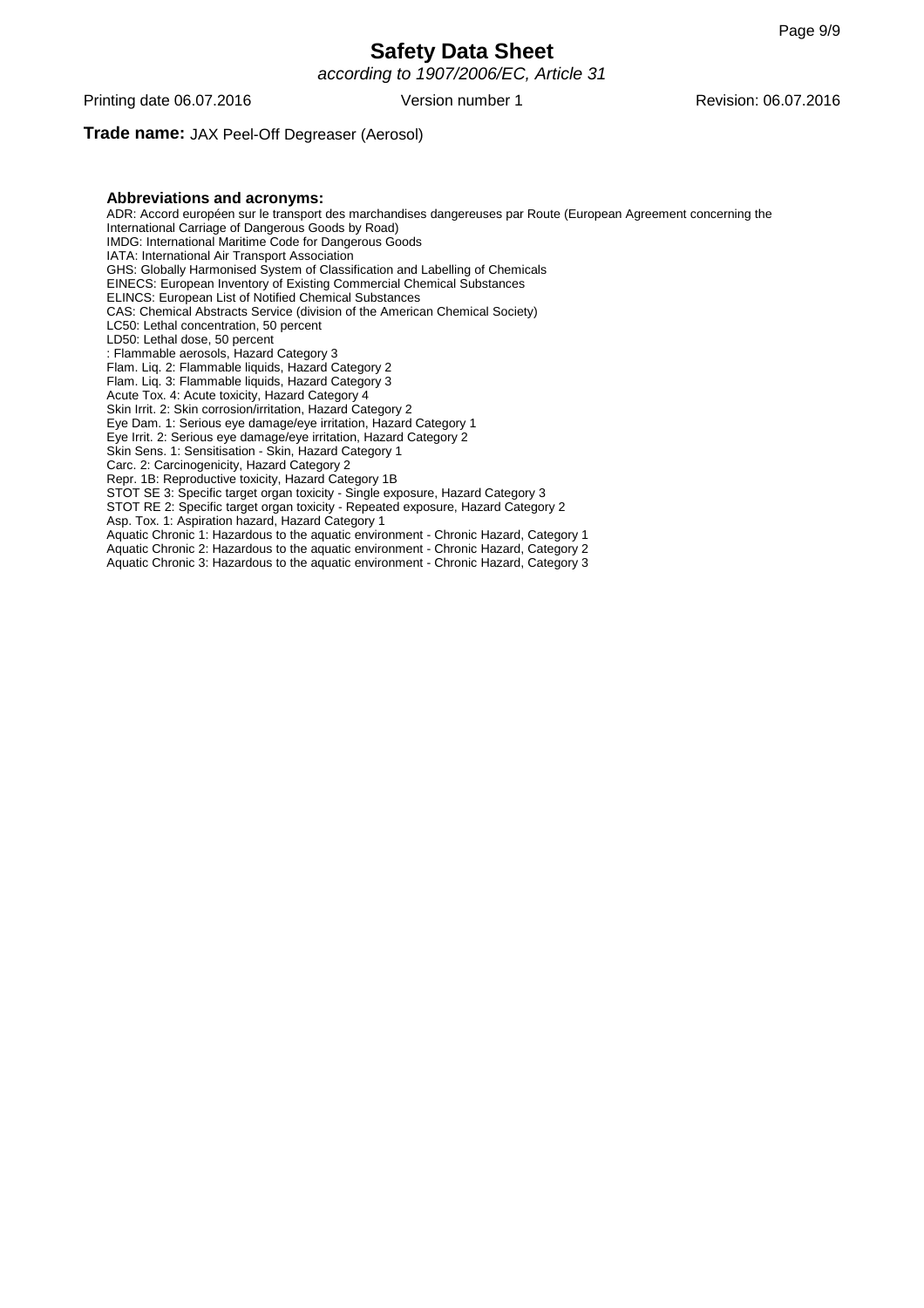**Abbreviations and acronyms:**

ADR: Accord européen sur le transport des marchandises dangereuses par Route (European Agreement concerning the International Carriage of Dangerous Goods by Road)
IMDG: International Maritime Code for Dangerous Goods
IATA: International Air Transport Association
GHS: Globally Harmonised System of Classification and Labelling of Chemicals
EINECS: European Inventory of Existing Commercial Chemical Substances
ELINCS: European List of Notified Chemical Substances
CAS: Chemical Abstracts Service (division of the American Chemical Society)
LC50: Lethal concentration, 50 percent
LD50: Lethal dose, 50 percent
: Flammable aerosols, Hazard Category 3
Flam. Liq. 2: Flammable liquids, Hazard Category 2
Flam. Liq. 3: Flammable liquids, Hazard Category 3
Acute Tox. 4: Acute toxicity, Hazard Category 4
Skin Irrit. 2: Skin corrosion/irritation, Hazard Category 2
Eye Dam. 1: Serious eye damage/eye irritation, Hazard Category 1
Eye Irrit. 2: Serious eye damage/eye irritation, Hazard Category 2
Skin Sens. 1: Sensitisation - Skin, Hazard Category 1
Carc. 2: Carcinogenicity, Hazard Category 2
Repr. 1B: Reproductive toxicity, Hazard Category 1B
STOT SE 3: Specific target organ toxicity - Single exposure, Hazard Category 3
STOT RE 2: Specific target organ toxicity - Repeated exposure, Hazard Category 2
Asp. Tox. 1: Aspiration hazard, Hazard Category 1
Aquatic Chronic 1: Hazardous to the aquatic environment - Chronic Hazard, Category 1
Aquatic Chronic 2: Hazardous to the aquatic environment - Chronic Hazard, Category 2
Aquatic Chronic 3: Hazardous to the aquatic environment - Chronic Hazard, Category 3